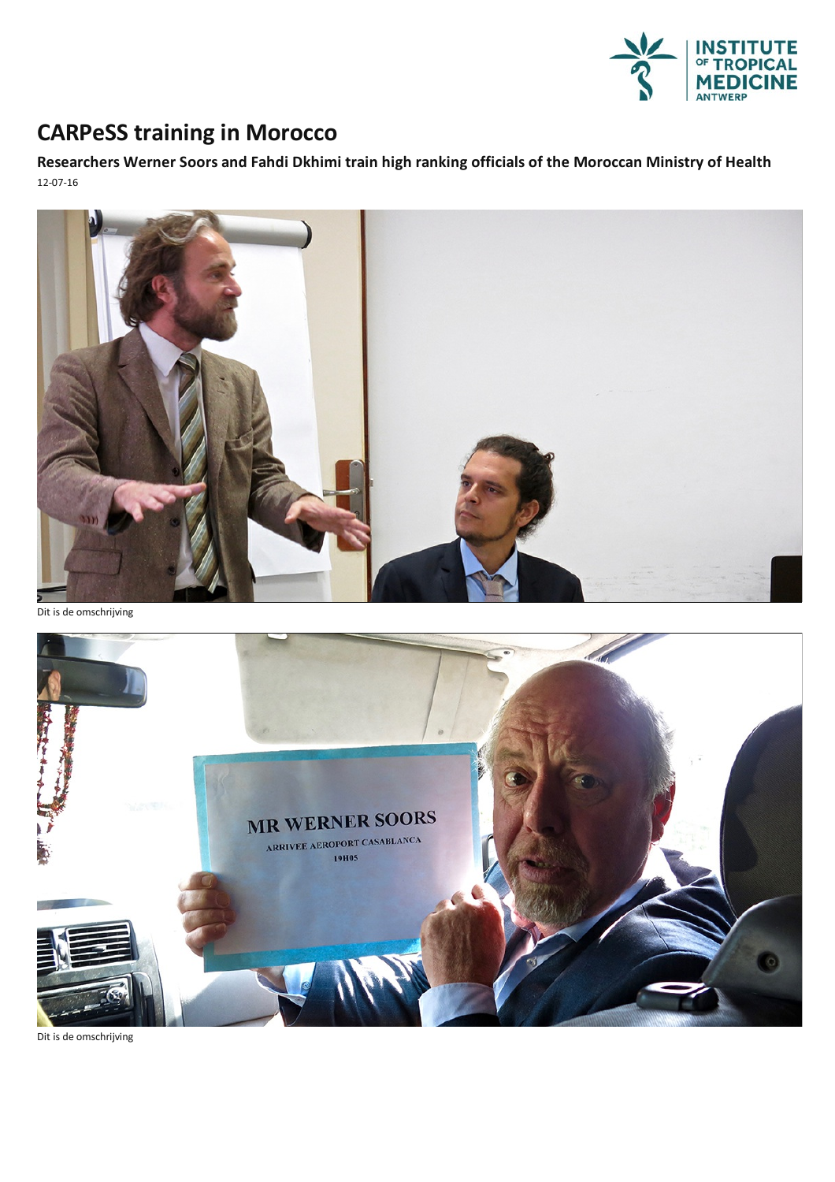# CARPeSS training in Morocco

**Researchers Werner Soors and Fahdi Dkhimi train high ranking officials of the Moroccan Ministry of Health**

12-07-16

Dit is de omschrijving

Dit is de omschrijving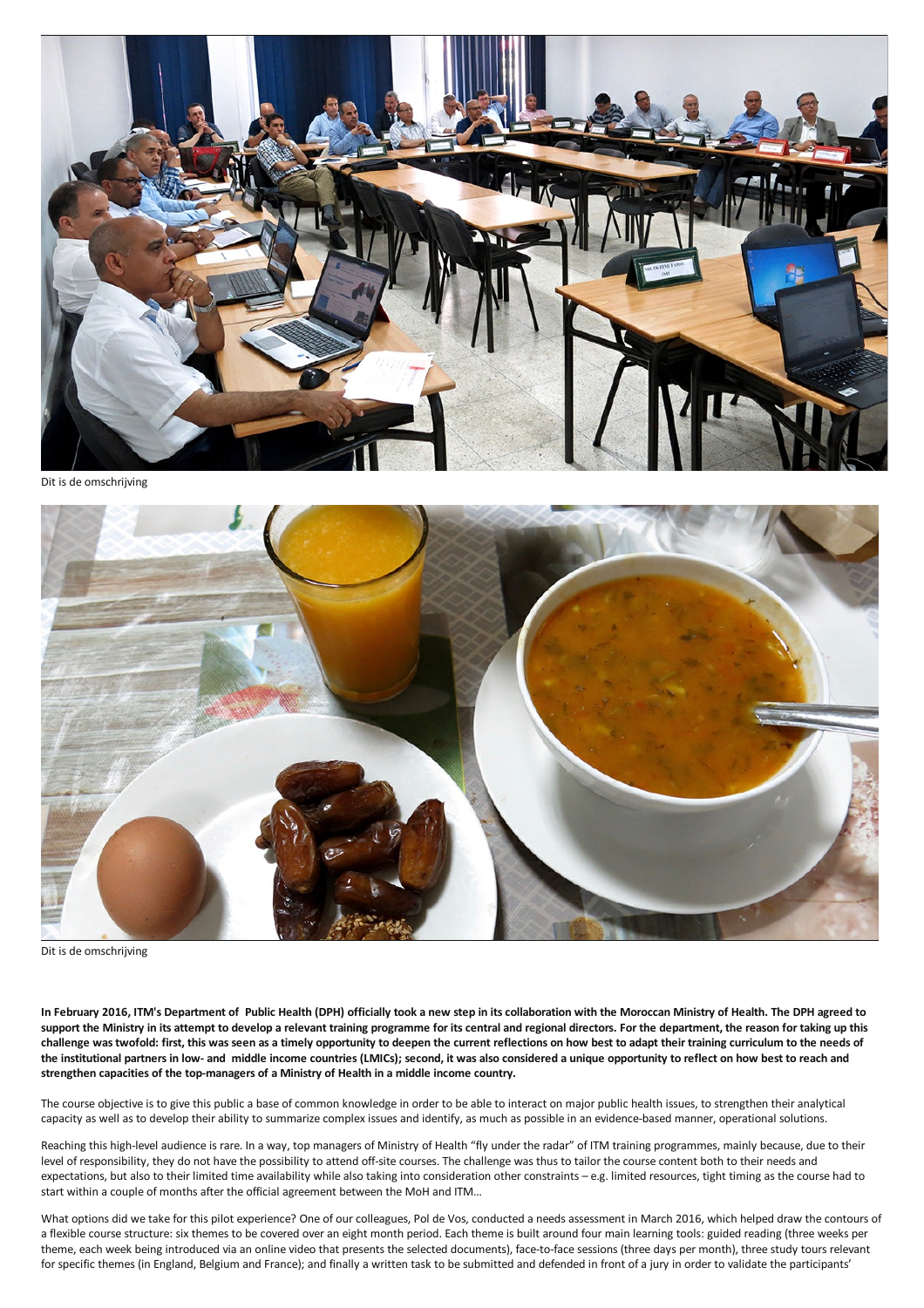Dit is de omschrijving

Dit is de omschrijving

**In February 2016, ITM's Department of Public Health (DPH) officially took a new step in its collaboration with the Moroccan Ministry of Health. The DPH agreed to support the Ministry in its attempt to develop a relevant training programme for its central and regional directors. For the department, the reason for taking up this challenge was twofold: first, this was seen as a timely opportunity to deepen the current reflections on how best to adapt their training curriculum to the needs of the institutional partners in low- and middle income countries (LMICs); second, it was also considered a unique opportunity to reflect on how best to reach and strengthen capacities of the top-managers of a Ministry of Health in a middle income country.**

The course objective is to give this public a base of common knowledge in order to be able to interact on major public health issues, to strengthen their analytical capacity as well as to develop their ability to summarize complex issues and identify, as much as possible in an evidence-based manner, operational solutions.

Reaching this high-level audience is rare. In a way, top managers of Ministry of Health "fly under the radar" of ITM training programmes, mainly because, due to their level of responsibility, they do not have the possibility to attend off-site courses. The challenge was thus to tailor the course content both to their needs and expectations, but also to their limited time availability while also taking into consideration other constraints – e.g. limited resources, tight timing as the course had to start within a couple of months after the official agreement between the MoH and ITM…

What options did we take for this pilot experience? One of our colleagues, Pol de Vos, conducted a needs assessment in March 2016, which helped draw the contours of a flexible course structure: six themes to be covered over an eight month period. Each theme is built around four main learning tools: guided reading (three weeks per theme, each week being introduced via an online video that presents the selected documents), face-to-face sessions (three days per month), three study tours relevant for specific themes (in England, Belgium and France); and finally a written task to be submitted and defended in front of a jury in order to validate the participants'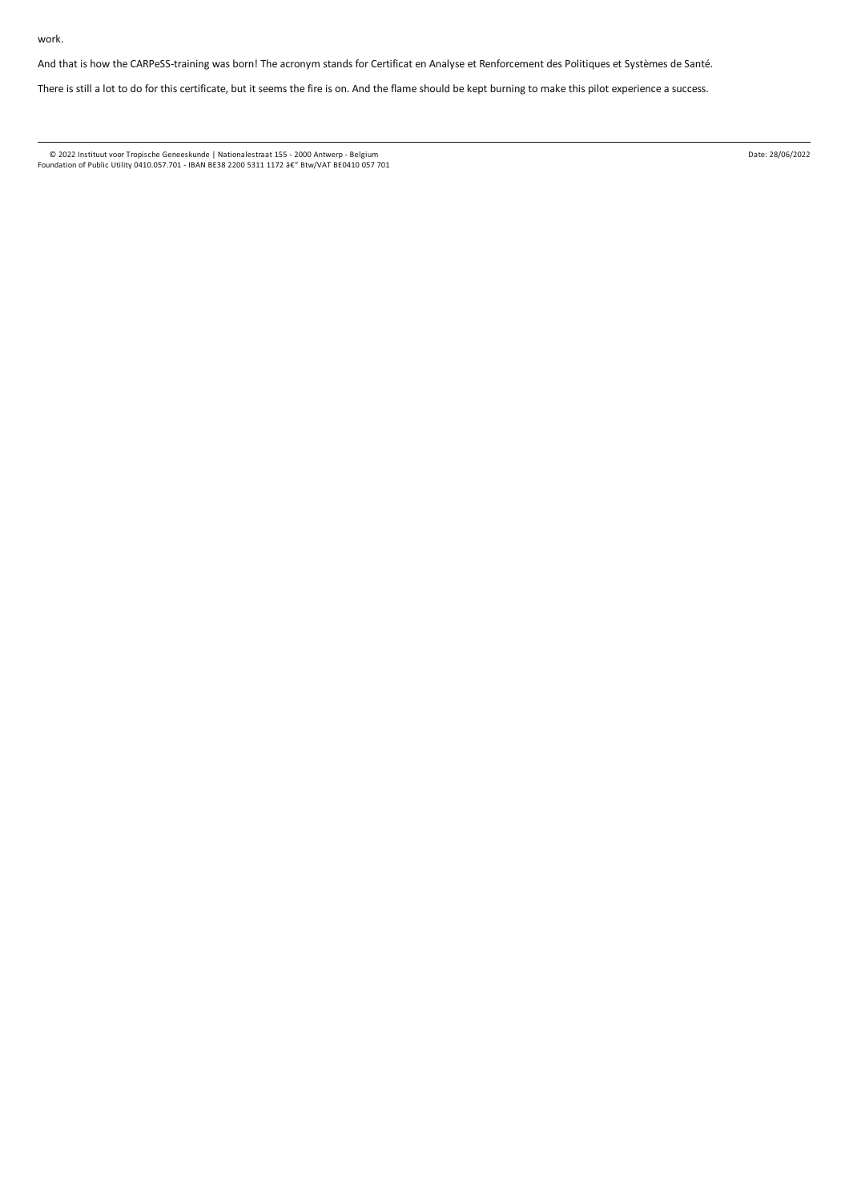work.

And that is how the CARPeSS-training was born! The acronym stands for Certificat en Analyse et Renforcement des Politiques et Systèmes de Santé.

There is still a lot to do for this certificate, but it seems the fire is on. And the flame should be kept burning to make this pilot experience a success.